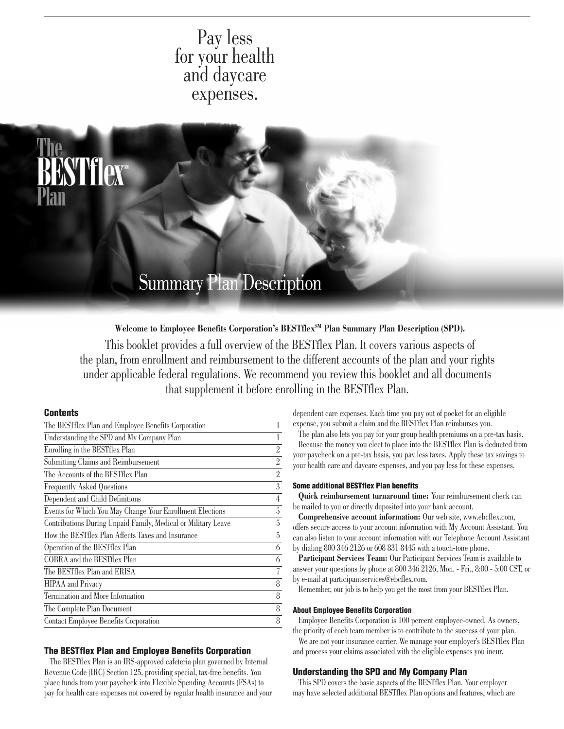# Pay less for your health and daycare expenses.

# The BESTflex℠ Plan

## Summary Plan Description

**Welcome to Employee Benefits Corporation's BESTflex℠ Plan Summary Plan Description (SPD).**

This booklet provides a full overview of the BESTflex Plan. It covers various aspects of the plan, from enrollment and reimbursement to the different accounts of the plan and your rights under applicable federal regulations. We recommend you review this booklet and all documents that supplement it before enrolling in the BESTflex Plan.

### Contents

| Section | Page |
|---|---|
| The BESTflex Plan and Employee Benefits Corporation | 1 |
| Understanding the SPD and My Company Plan | 1 |
| Enrolling in the BESTflex Plan | 2 |
| Submitting Claims and Reimbursement | 2 |
| The Accounts of the BESTflex Plan | 2 |
| Frequently Asked Questions | 3 |
| Dependent and Child Definitions | 4 |
| Events for Which You May Change Your Enrollment Elections | 5 |
| Contributions During Unpaid Family, Medical or Military Leave | 5 |
| How the BESTflex Plan Affects Taxes and Insurance | 5 |
| Operation of the BESTflex Plan | 6 |
| COBRA and the BESTflex Plan | 6 |
| The BESTflex Plan and ERISA | 7 |
| HIPAA and Privacy | 8 |
| Termination and More Information | 8 |
| The Complete Plan Document | 8 |
| Contact Employee Benefits Corporation | 8 |

### The BESTflex Plan and Employee Benefits Corporation

The BESTflex Plan is an IRS-approved cafeteria plan governed by Internal Revenue Code (IRC) Section 125, providing special, tax-free benefits. You place funds from your paycheck into Flexible Spending Accounts (FSAs) to pay for health care expenses not covered by regular health insurance and your dependent care expenses. Each time you pay out of pocket for an eligible expense, you submit a claim and the BESTflex Plan reimburses you.

The plan also lets you pay for your group health premiums on a pre-tax basis.

Because the money you elect to place into the BESTflex Plan is deducted from your paycheck on a pre-tax basis, you pay less taxes. Apply these tax savings to your health care and daycare expenses, and you pay less for these expenses.

#### Some additional BESTflex Plan benefits

**Quick reimbursement turnaround time:** Your reimbursement check can be mailed to you or directly deposited into your bank account.

**Comprehensive account information:** Our web site, www.ebcflex.com, offers secure access to your account information with My Account Assistant. You can also listen to your account information with our Telephone Account Assistant by dialing 800 346 2126 or 608 831 8445 with a touch-tone phone.

**Participant Services Team:** Our Participant Services Team is available to answer your questions by phone at 800 346 2126, Mon. - Fri., 8:00 - 5:00 CST, or by e-mail at participantservices@ebcflex.com.

Remember, our job is to help you get the most from your BESTflex Plan.

#### About Employee Benefits Corporation

Employee Benefits Corporation is 100 percent employee-owned. As owners, the priority of each team member is to contribute to the success of your plan.

We are not your insurance carrier. We manage your employer's BESTflex Plan and process your claims associated with the eligible expenses you incur.

### Understanding the SPD and My Company Plan

This SPD covers the basic aspects of the BESTflex Plan. Your employer may have selected additional BESTflex Plan options and features, which are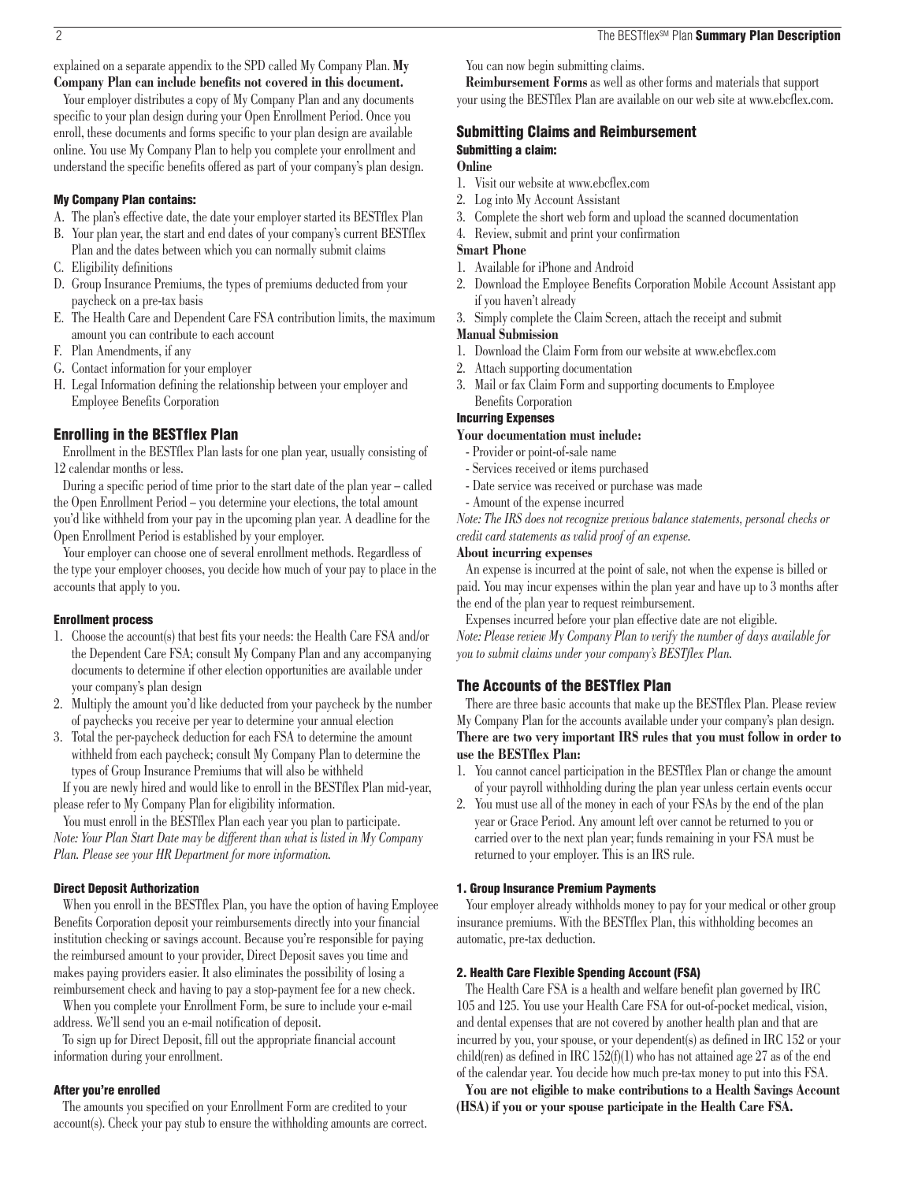explained on a separate appendix to the SPD called My Company Plan. **My Company Plan can include benefits not covered in this document.**

Your employer distributes a copy of My Company Plan and any documents specific to your plan design during your Open Enrollment Period. Once you enroll, these documents and forms specific to your plan design are available online. You use My Company Plan to help you complete your enrollment and understand the specific benefits offered as part of your company's plan design.

#### My Company Plan contains:

A. The plan's effective date, the date your employer started its BESTflex Plan
B. Your plan year, the start and end dates of your company's current BESTflex Plan and the dates between which you can normally submit claims
C. Eligibility definitions
D. Group Insurance Premiums, the types of premiums deducted from your paycheck on a pre-tax basis
E. The Health Care and Dependent Care FSA contribution limits, the maximum amount you can contribute to each account
F. Plan Amendments, if any
G. Contact information for your employer
H. Legal Information defining the relationship between your employer and Employee Benefits Corporation

### Enrolling in the BESTflex Plan

Enrollment in the BESTflex Plan lasts for one plan year, usually consisting of 12 calendar months or less.

During a specific period of time prior to the start date of the plan year – called the Open Enrollment Period – you determine your elections, the total amount you'd like withheld from your pay in the upcoming plan year. A deadline for the Open Enrollment Period is established by your employer.

Your employer can choose one of several enrollment methods. Regardless of the type your employer chooses, you decide how much of your pay to place in the accounts that apply to you.

#### Enrollment process

1. Choose the account(s) that best fits your needs: the Health Care FSA and/or the Dependent Care FSA; consult My Company Plan and any accompanying documents to determine if other election opportunities are available under your company's plan design
2. Multiply the amount you'd like deducted from your paycheck by the number of paychecks you receive per year to determine your annual election
3. Total the per-paycheck deduction for each FSA to determine the amount withheld from each paycheck; consult My Company Plan to determine the types of Group Insurance Premiums that will also be withheld

If you are newly hired and would like to enroll in the BESTflex Plan mid-year, please refer to My Company Plan for eligibility information.

You must enroll in the BESTflex Plan each year you plan to participate.

*Note: Your Plan Start Date may be different than what is listed in My Company Plan. Please see your HR Department for more information.*

#### Direct Deposit Authorization

When you enroll in the BESTflex Plan, you have the option of having Employee Benefits Corporation deposit your reimbursements directly into your financial institution checking or savings account. Because you're responsible for paying the reimbursed amount to your provider, Direct Deposit saves you time and makes paying providers easier. It also eliminates the possibility of losing a reimbursement check and having to pay a stop-payment fee for a new check.

When you complete your Enrollment Form, be sure to include your e-mail address. We'll send you an e-mail notification of deposit.

To sign up for Direct Deposit, fill out the appropriate financial account information during your enrollment.

#### After you're enrolled

The amounts you specified on your Enrollment Form are credited to your account(s). Check your pay stub to ensure the withholding amounts are correct. You can now begin submitting claims.

**Reimbursement Forms** as well as other forms and materials that support your using the BESTflex Plan are available on our web site at www.ebcflex.com.

### Submitting Claims and Reimbursement

#### Submitting a claim:

**Online**

1. Visit our website at www.ebcflex.com
2. Log into My Account Assistant
3. Complete the short web form and upload the scanned documentation
4. Review, submit and print your confirmation

**Smart Phone**

1. Available for iPhone and Android
2. Download the Employee Benefits Corporation Mobile Account Assistant app if you haven't already
3. Simply complete the Claim Screen, attach the receipt and submit

**Manual Submission**

1. Download the Claim Form from our website at www.ebcflex.com
2. Attach supporting documentation
3. Mail or fax Claim Form and supporting documents to Employee Benefits Corporation

#### Incurring Expenses

**Your documentation must include:**

- Provider or point-of-sale name
- Services received or items purchased
- Date service was received or purchase was made
- Amount of the expense incurred

*Note: The IRS does not recognize previous balance statements, personal checks or credit card statements as valid proof of an expense.*

**About incurring expenses**

An expense is incurred at the point of sale, not when the expense is billed or paid. You may incur expenses within the plan year and have up to 3 months after the end of the plan year to request reimbursement.

Expenses incurred before your plan effective date are not eligible.

*Note: Please review My Company Plan to verify the number of days available for you to submit claims under your company's BESTflex Plan.*

### The Accounts of the BESTflex Plan

There are three basic accounts that make up the BESTflex Plan. Please review My Company Plan for the accounts available under your company's plan design. **There are two very important IRS rules that you must follow in order to use the BESTflex Plan:**

1. You cannot cancel participation in the BESTflex Plan or change the amount of your payroll withholding during the plan year unless certain events occur
2. You must use all of the money in each of your FSAs by the end of the plan year or Grace Period. Any amount left over cannot be returned to you or carried over to the next plan year; funds remaining in your FSA must be returned to your employer. This is an IRS rule.

#### 1. Group Insurance Premium Payments

Your employer already withholds money to pay for your medical or other group insurance premiums. With the BESTflex Plan, this withholding becomes an automatic, pre-tax deduction.

#### 2. Health Care Flexible Spending Account (FSA)

The Health Care FSA is a health and welfare benefit plan governed by IRC 105 and 125. You use your Health Care FSA for out-of-pocket medical, vision, and dental expenses that are not covered by another health plan and that are incurred by you, your spouse, or your dependent(s) as defined in IRC 152 or your child(ren) as defined in IRC 152(f)(1) who has not attained age 27 as of the end of the calendar year. You decide how much pre-tax money to put into this FSA.

**You are not eligible to make contributions to a Health Savings Account (HSA) if you or your spouse participate in the Health Care FSA.**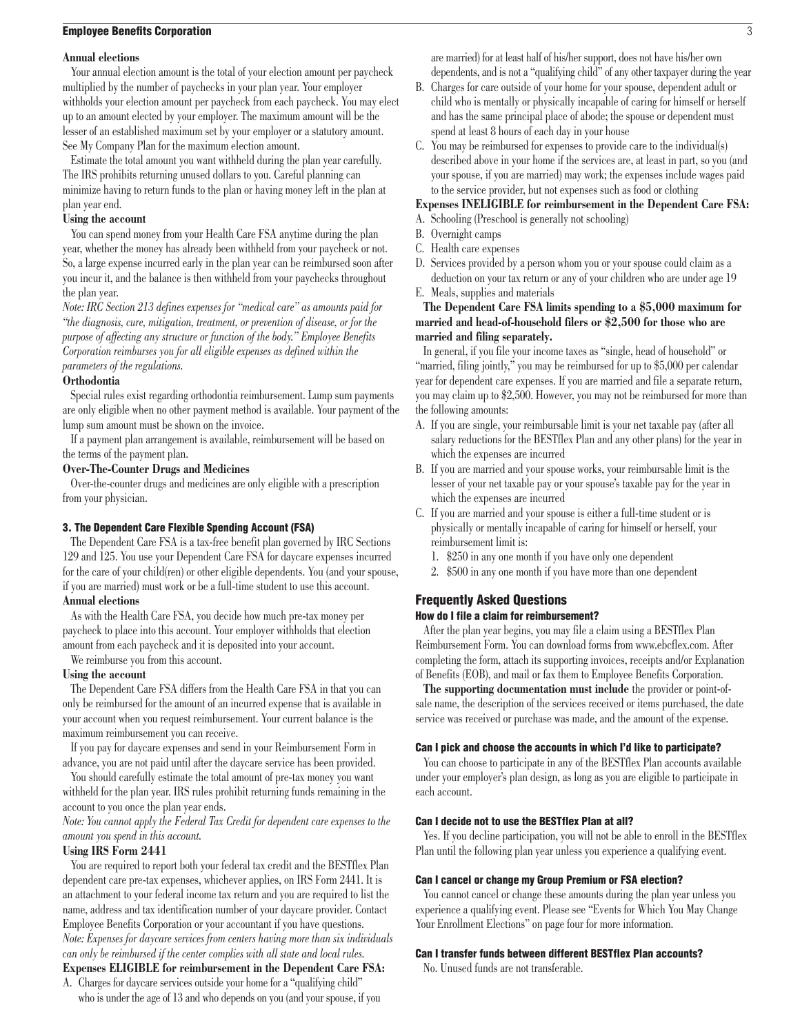**Annual elections**

Your annual election amount is the total of your election amount per paycheck multiplied by the number of paychecks in your plan year. Your employer withholds your election amount per paycheck from each paycheck. You may elect up to an amount elected by your employer. The maximum amount will be the lesser of an established maximum set by your employer or a statutory amount. See My Company Plan for the maximum election amount.

Estimate the total amount you want withheld during the plan year carefully. The IRS prohibits returning unused dollars to you. Careful planning can minimize having to return funds to the plan or having money left in the plan at plan year end.

**Using the account**

You can spend money from your Health Care FSA anytime during the plan year, whether the money has already been withheld from your paycheck or not. So, a large expense incurred early in the plan year can be reimbursed soon after you incur it, and the balance is then withheld from your paychecks throughout the plan year.

*Note: IRC Section 213 defines expenses for "medical care" as amounts paid for "the diagnosis, cure, mitigation, treatment, or prevention of disease, or for the purpose of affecting any structure or function of the body." Employee Benefits Corporation reimburses you for all eligible expenses as defined within the parameters of the regulations.*

**Orthodontia**

Special rules exist regarding orthodontia reimbursement. Lump sum payments are only eligible when no other payment method is available. Your payment of the lump sum amount must be shown on the invoice.

If a payment plan arrangement is available, reimbursement will be based on the terms of the payment plan.

**Over-The-Counter Drugs and Medicines**

Over-the-counter drugs and medicines are only eligible with a prescription from your physician.

### 3. The Dependent Care Flexible Spending Account (FSA)

The Dependent Care FSA is a tax-free benefit plan governed by IRC Sections 129 and 125. You use your Dependent Care FSA for daycare expenses incurred for the care of your child(ren) or other eligible dependents. You (and your spouse, if you are married) must work or be a full-time student to use this account.

**Annual elections**

As with the Health Care FSA, you decide how much pre-tax money per paycheck to place into this account. Your employer withholds that election amount from each paycheck and it is deposited into your account.

We reimburse you from this account.

**Using the account**

The Dependent Care FSA differs from the Health Care FSA in that you can only be reimbursed for the amount of an incurred expense that is available in your account when you request reimbursement. Your current balance is the maximum reimbursement you can receive.

If you pay for daycare expenses and send in your Reimbursement Form in advance, you are not paid until after the daycare service has been provided.

You should carefully estimate the total amount of pre-tax money you want withheld for the plan year. IRS rules prohibit returning funds remaining in the account to you once the plan year ends.

*Note: You cannot apply the Federal Tax Credit for dependent care expenses to the amount you spend in this account.*

**Using IRS Form 2441**

You are required to report both your federal tax credit and the BESTflex Plan dependent care pre-tax expenses, whichever applies, on IRS Form 2441. It is an attachment to your federal income tax return and you are required to list the name, address and tax identification number of your daycare provider. Contact Employee Benefits Corporation or your accountant if you have questions.

*Note: Expenses for daycare services from centers having more than six individuals can only be reimbursed if the center complies with all state and local rules.*

**Expenses ELIGIBLE for reimbursement in the Dependent Care FSA:**

A. Charges for daycare services outside your home for a "qualifying child" who is under the age of 13 and who depends on you (and your spouse, if you are married) for at least half of his/her support, does not have his/her own dependents, and is not a "qualifying child" of any other taxpayer during the year
B. Charges for care outside of your home for your spouse, dependent adult or child who is mentally or physically incapable of caring for himself or herself and has the same principal place of abode; the spouse or dependent must spend at least 8 hours of each day in your house
C. You may be reimbursed for expenses to provide care to the individual(s) described above in your home if the services are, at least in part, so you (and your spouse, if you are married) may work; the expenses include wages paid to the service provider, but not expenses such as food or clothing

**Expenses INELIGIBLE for reimbursement in the Dependent Care FSA:**

A. Schooling (Preschool is generally not schooling)
B. Overnight camps
C. Health care expenses
D. Services provided by a person whom you or your spouse could claim as a deduction on your tax return or any of your children who are under age 19
E. Meals, supplies and materials

**The Dependent Care FSA limits spending to a $5,000 maximum for married and head-of-household filers or $2,500 for those who are married and filing separately.**

In general, if you file your income taxes as "single, head of household" or "married, filing jointly," you may be reimbursed for up to $5,000 per calendar year for dependent care expenses. If you are married and file a separate return, you may claim up to $2,500. However, you may not be reimbursed for more than the following amounts:

A. If you are single, your reimbursable limit is your net taxable pay (after all salary reductions for the BESTflex Plan and any other plans) for the year in which the expenses are incurred
B. If you are married and your spouse works, your reimbursable limit is the lesser of your net taxable pay or your spouse's taxable pay for the year in which the expenses are incurred
C. If you are married and your spouse is either a full-time student or is physically or mentally incapable of caring for himself or herself, your reimbursement limit is:
   1. $250 in any one month if you have only one dependent
   2. $500 in any one month if you have more than one dependent

## Frequently Asked Questions

#### How do I file a claim for reimbursement?

After the plan year begins, you may file a claim using a BESTflex Plan Reimbursement Form. You can download forms from www.ebcflex.com. After completing the form, attach its supporting invoices, receipts and/or Explanation of Benefits (EOB), and mail or fax them to Employee Benefits Corporation.

**The supporting documentation must include** the provider or point-of-sale name, the description of the services received or items purchased, the date service was received or purchase was made, and the amount of the expense.

#### Can I pick and choose the accounts in which I'd like to participate?

You can choose to participate in any of the BESTflex Plan accounts available under your employer's plan design, as long as you are eligible to participate in each account.

#### Can I decide not to use the BESTflex Plan at all?

Yes. If you decline participation, you will not be able to enroll in the BESTflex Plan until the following plan year unless you experience a qualifying event.

#### Can I cancel or change my Group Premium or FSA election?

You cannot cancel or change these amounts during the plan year unless you experience a qualifying event. Please see "Events for Which You May Change Your Enrollment Elections" on page four for more information.

#### Can I transfer funds between different BESTflex Plan accounts?

No. Unused funds are not transferable.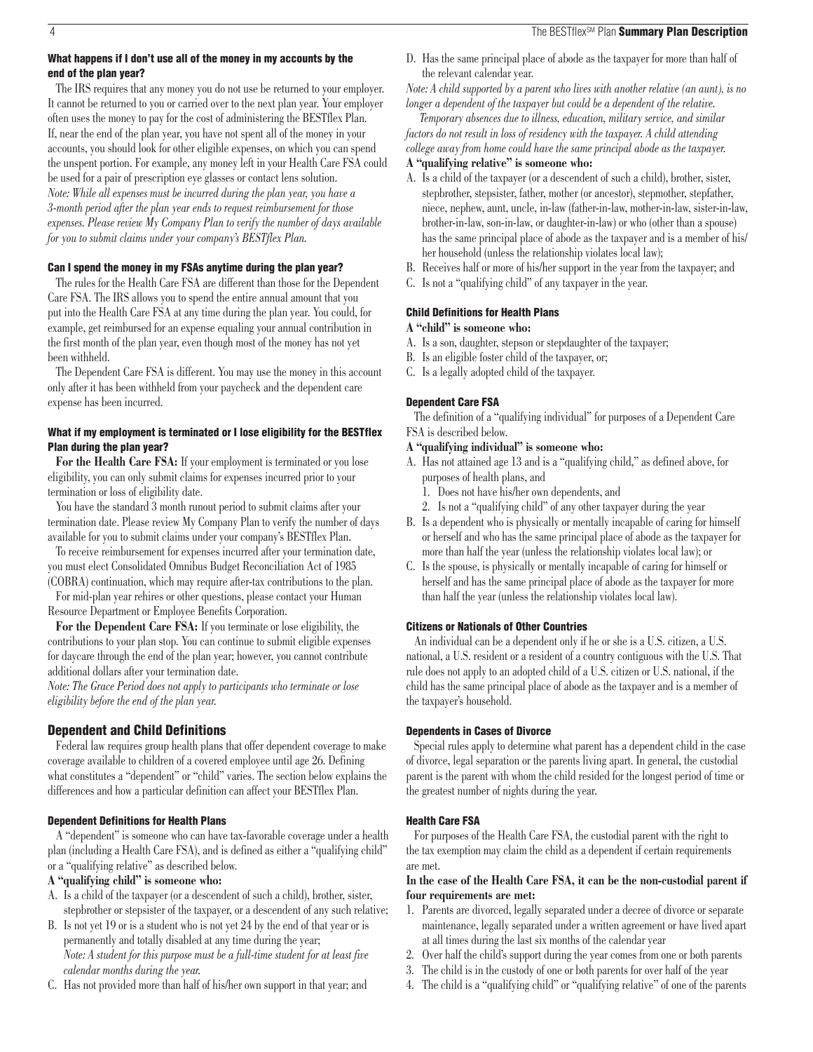### What happens if I don't use all of the money in my accounts by the end of the plan year?

The IRS requires that any money you do not use be returned to your employer. It cannot be returned to you or carried over to the next plan year. Your employer often uses the money to pay for the cost of administering the BESTflex Plan. If, near the end of the plan year, you have not spent all of the money in your accounts, you should look for other eligible expenses, on which you can spend the unspent portion. For example, any money left in your Health Care FSA could be used for a pair of prescription eye glasses or contact lens solution.

*Note: While all expenses must be incurred during the plan year, you have a 3-month period after the plan year ends to request reimbursement for those expenses. Please review My Company Plan to verify the number of days available for you to submit claims under your company's BESTflex Plan.*

### Can I spend the money in my FSAs anytime during the plan year?

The rules for the Health Care FSA are different than those for the Dependent Care FSA. The IRS allows you to spend the entire annual amount that you put into the Health Care FSA at any time during the plan year. You could, for example, get reimbursed for an expense equaling your annual contribution in the first month of the plan year, even though most of the money has not yet been withheld.

The Dependent Care FSA is different. You may use the money in this account only after it has been withheld from your paycheck and the dependent care expense has been incurred.

### What if my employment is terminated or I lose eligibility for the BESTflex Plan during the plan year?

**For the Health Care FSA:** If your employment is terminated or you lose eligibility, you can only submit claims for expenses incurred prior to your termination or loss of eligibility date.

You have the standard 3 month runout period to submit claims after your termination date. Please review My Company Plan to verify the number of days available for you to submit claims under your company's BESTflex Plan.

To receive reimbursement for expenses incurred after your termination date, you must elect Consolidated Omnibus Budget Reconciliation Act of 1985 (COBRA) continuation, which may require after-tax contributions to the plan.

For mid-plan year rehires or other questions, please contact your Human Resource Department or Employee Benefits Corporation.

**For the Dependent Care FSA:** If you terminate or lose eligibility, the contributions to your plan stop. You can continue to submit eligible expenses for daycare through the end of the plan year; however, you cannot contribute additional dollars after your termination date.

*Note: The Grace Period does not apply to participants who terminate or lose eligibility before the end of the plan year.*

## Dependent and Child Definitions

Federal law requires group health plans that offer dependent coverage to make coverage available to children of a covered employee until age 26. Defining what constitutes a "dependent" or "child" varies. The section below explains the differences and how a particular definition can affect your BESTflex Plan.

### Dependent Definitions for Health Plans

A "dependent" is someone who can have tax-favorable coverage under a health plan (including a Health Care FSA), and is defined as either a "qualifying child" or a "qualifying relative" as described below.

**A "qualifying child" is someone who:**

A. Is a child of the taxpayer (or a descendent of such a child), brother, sister, stepbrother or stepsister of the taxpayer, or a descendent of any such relative;

B. Is not yet 19 or is a student who is not yet 24 by the end of that year or is permanently and totally disabled at any time during the year;
*Note: A student for this purpose must be a full-time student for at least five calendar months during the year.*

C. Has not provided more than half of his/her own support in that year; and

D. Has the same principal place of abode as the taxpayer for more than half of the relevant calendar year.

*Note: A child supported by a parent who lives with another relative (an aunt), is no longer a dependent of the taxpayer but could be a dependent of the relative.*

*Temporary absences due to illness, education, military service, and similar factors do not result in loss of residency with the taxpayer. A child attending college away from home could have the same principal abode as the taxpayer.*

**A "qualifying relative" is someone who:**

A. Is a child of the taxpayer (or a descendent of such a child), brother, sister, stepbrother, stepsister, father, mother (or ancestor), stepmother, stepfather, niece, nephew, aunt, uncle, in-law (father-in-law, mother-in-law, sister-in-law, brother-in-law, son-in-law, or daughter-in-law) or who (other than a spouse) has the same principal place of abode as the taxpayer and is a member of his/her household (unless the relationship violates local law);

B. Receives half or more of his/her support in the year from the taxpayer; and

C. Is not a "qualifying child" of any taxpayer in the year.

### Child Definitions for Health Plans

**A "child" is someone who:**

A. Is a son, daughter, stepson or stepdaughter of the taxpayer;

B. Is an eligible foster child of the taxpayer, or;

C. Is a legally adopted child of the taxpayer.

### Dependent Care FSA

The definition of a "qualifying individual" for purposes of a Dependent Care FSA is described below.

**A "qualifying individual" is someone who:**

A. Has not attained age 13 and is a "qualifying child," as defined above, for purposes of health plans, and
   1. Does not have his/her own dependents, and
   2. Is not a "qualifying child" of any other taxpayer during the year

B. Is a dependent who is physically or mentally incapable of caring for himself or herself and who has the same principal place of abode as the taxpayer for more than half the year (unless the relationship violates local law); or

C. Is the spouse, is physically or mentally incapable of caring for himself or herself and has the same principal place of abode as the taxpayer for more than half the year (unless the relationship violates local law).

### Citizens or Nationals of Other Countries

An individual can be a dependent only if he or she is a U.S. citizen, a U.S. national, a U.S. resident or a resident of a country contiguous with the U.S. That rule does not apply to an adopted child of a U.S. citizen or U.S. national, if the child has the same principal place of abode as the taxpayer and is a member of the taxpayer's household.

### Dependents in Cases of Divorce

Special rules apply to determine what parent has a dependent child in the case of divorce, legal separation or the parents living apart. In general, the custodial parent is the parent with whom the child resided for the longest period of time or the greatest number of nights during the year.

### Health Care FSA

For purposes of the Health Care FSA, the custodial parent with the right to the tax exemption may claim the child as a dependent if certain requirements are met.

**In the case of the Health Care FSA, it can be the non-custodial parent if four requirements are met:**

1. Parents are divorced, legally separated under a decree of divorce or separate maintenance, legally separated under a written agreement or have lived apart at all times during the last six months of the calendar year
2. Over half the child's support during the year comes from one or both parents
3. The child is in the custody of one or both parents for over half of the year
4. The child is a "qualifying child" or "qualifying relative" of one of the parents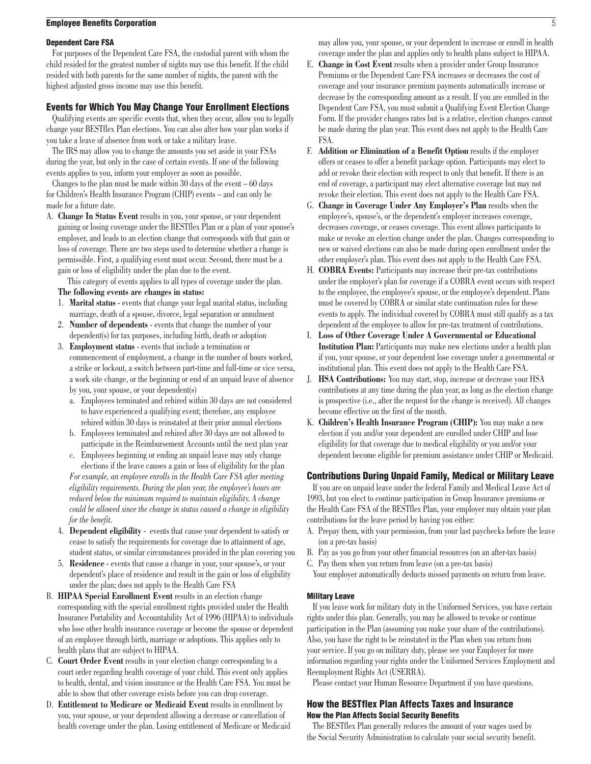### Dependent Care FSA

For purposes of the Dependent Care FSA, the custodial parent with whom the child resided for the greatest number of nights may use this benefit. If the child resided with both parents for the same number of nights, the parent with the highest adjusted gross income may use this benefit.

## Events for Which You May Change Your Enrollment Elections

Qualifying events are specific events that, when they occur, allow you to legally change your BESTflex Plan elections. You can also alter how your plan works if you take a leave of absence from work or take a military leave.

The IRS may allow you to change the amounts you set aside in your FSAs during the year, but only in the case of certain events. If one of the following events applies to you, inform your employer as soon as possible.

Changes to the plan must be made within 30 days of the event – 60 days for Children's Health Insurance Program (CHIP) events – and can only be made for a future date.

A. **Change In Status Event** results in you, your spouse, or your dependent gaining or losing coverage under the BESTflex Plan or a plan of your spouse's employer, and leads to an election change that corresponds with that gain or loss of coverage. There are two steps used to determine whether a change is permissible. First, a qualifying event must occur. Second, there must be a gain or loss of eligibility under the plan due to the event.

   This category of events applies to all types of coverage under the plan.

   **The following events are changes in status:**

   1. **Marital status** - events that change your legal marital status, including marriage, death of a spouse, divorce, legal separation or annulment
   2. **Number of dependents** - events that change the number of your dependent(s) for tax purposes, including birth, death or adoption
   3. **Employment status** - events that include a termination or commencement of employment, a change in the number of hours worked, a strike or lockout, a switch between part-time and full-time or vice versa, a work site change, or the beginning or end of an unpaid leave of absence by you, your spouse, or your dependent(s)
      a. Employees terminated and rehired within 30 days are not considered to have experienced a qualifying event; therefore, any employee rehired within 30 days is reinstated at their prior annual elections
      b. Employees terminated and rehired after 30 days are not allowed to participate in the Reimbursement Accounts until the next plan year
      c. Employees beginning or ending an unpaid leave may only change elections if the leave causes a gain or loss of eligibility for the plan
      *For example, an employee enrolls in the Health Care FSA after meeting eligibility requirements. During the plan year, the employee's hours are reduced below the minimum required to maintain eligibility. A change could be allowed since the change in status caused a change in eligibility for the benefit.*
   4. **Dependent eligibility** - events that cause your dependent to satisfy or cease to satisfy the requirements for coverage due to attainment of age, student status, or similar circumstances provided in the plan covering you
   5. **Residence** - events that cause a change in your, your spouse's, or your dependent's place of residence and result in the gain or loss of eligibility under the plan; does not apply to the Health Care FSA

B. **HIPAA Special Enrollment Event** results in an election change corresponding with the special enrollment rights provided under the Health Insurance Portability and Accountability Act of 1996 (HIPAA) to individuals who lose other health insurance coverage or become the spouse or dependent of an employee through birth, marriage or adoptions. This applies only to health plans that are subject to HIPAA.

C. **Court Order Event** results in your election change corresponding to a court order regarding health coverage of your child. This event only applies to health, dental, and vision insurance or the Health Care FSA. You must be able to show that other coverage exists before you can drop coverage.

D. **Entitlement to Medicare or Medicaid Event** results in enrollment by you, your spouse, or your dependent allowing a decrease or cancellation of health coverage under the plan. Losing entitlement of Medicare or Medicaid may allow you, your spouse, or your dependent to increase or enroll in health coverage under the plan and applies only to health plans subject to HIPAA.

E. **Change in Cost Event** results when a provider under Group Insurance Premiums or the Dependent Care FSA increases or decreases the cost of coverage and your insurance premium payments automatically increase or decrease by the corresponding amount as a result. If you are enrolled in the Dependent Care FSA, you must submit a Qualifying Event Election Change Form. If the provider changes rates but is a relative, election changes cannot be made during the plan year. This event does not apply to the Health Care FSA.

F. **Addition or Elimination of a Benefit Option** results if the employer offers or ceases to offer a benefit package option. Participants may elect to add or revoke their election with respect to only that benefit. If there is an end of coverage, a participant may elect alternative coverage but may not revoke their election. This event does not apply to the Health Care FSA.

G. **Change in Coverage Under Any Employer's Plan** results when the employee's, spouse's, or the dependent's employer increases coverage, decreases coverage, or ceases coverage. This event allows participants to make or revoke an election change under the plan. Changes corresponding to new or waived elections can also be made during open enrollment under the other employer's plan. This event does not apply to the Health Care FSA.

H. **COBRA Events:** Participants may increase their pre-tax contributions under the employer's plan for coverage if a COBRA event occurs with respect to the employee, the employee's spouse, or the employee's dependent. Plans must be covered by COBRA or similar state continuation rules for these events to apply. The individual covered by COBRA must still qualify as a tax dependent of the employee to allow for pre-tax treatment of contributions.

I. **Loss of Other Coverage Under A Governmental or Educational Institution Plan:** Participants may make new elections under a health plan if you, your spouse, or your dependent lose coverage under a governmental or institutional plan. This event does not apply to the Health Care FSA.

J. **HSA Contributions:** You may start, stop, increase or decrease your HSA contributions at any time during the plan year, as long as the election change is prospective (i.e., after the request for the change is received). All changes become effective on the first of the month.

K. **Children's Health Insurance Program (CHIP):** You may make a new election if you and/or your dependent are enrolled under CHIP and lose eligibility for that coverage due to medical eligibility or you and/or your dependent become eligible for premium assistance under CHIP or Medicaid.

## Contributions During Unpaid Family, Medical or Military Leave

If you are on unpaid leave under the federal Family and Medical Leave Act of 1993, but you elect to continue participation in Group Insurance premiums or the Health Care FSA of the BESTflex Plan, your employer may obtain your plan contributions for the leave period by having you either:

A. Prepay them, with your permission, from your last paychecks before the leave (on a pre-tax basis)
B. Pay as you go from your other financial resources (on an after-tax basis)
C. Pay them when you return from leave (on a pre-tax basis)

Your employer automatically deducts missed payments on return from leave.

### Military Leave

If you leave work for military duty in the Uniformed Services, you have certain rights under this plan. Generally, you may be allowed to revoke or continue participation in the Plan (assuming you make your share of the contributions). Also, you have the right to be reinstated in the Plan when you return from your service. If you go on military duty, please see your Employer for more information regarding your rights under the Uniformed Services Employment and Reemployment Rights Act (USERRA).

Please contact your Human Resource Department if you have questions.

## How the BESTflex Plan Affects Taxes and Insurance

### How the Plan Affects Social Security Benefits

The BESTflex Plan generally reduces the amount of your wages used by the Social Security Administration to calculate your social security benefit.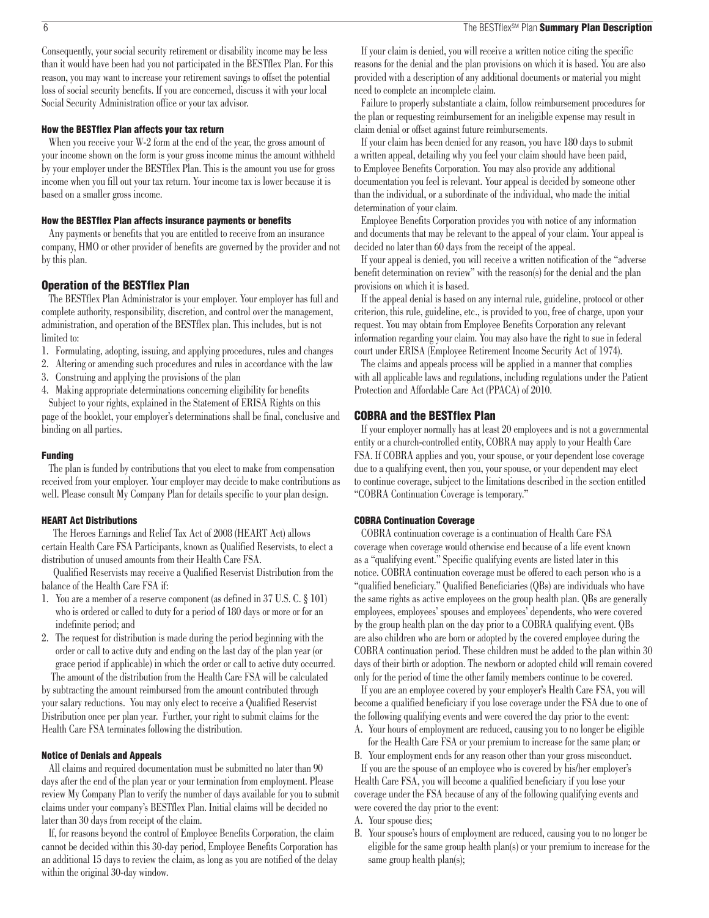Consequently, your social security retirement or disability income may be less than it would have been had you not participated in the BESTflex Plan. For this reason, you may want to increase your retirement savings to offset the potential loss of social security benefits. If you are concerned, discuss it with your local Social Security Administration office or your tax advisor.

#### How the BESTflex Plan affects your tax return

When you receive your W-2 form at the end of the year, the gross amount of your income shown on the form is your gross income minus the amount withheld by your employer under the BESTflex Plan. This is the amount you use for gross income when you fill out your tax return. Your income tax is lower because it is based on a smaller gross income.

#### How the BESTflex Plan affects insurance payments or benefits

Any payments or benefits that you are entitled to receive from an insurance company, HMO or other provider of benefits are governed by the provider and not by this plan.

### Operation of the BESTflex Plan

The BESTflex Plan Administrator is your employer. Your employer has full and complete authority, responsibility, discretion, and control over the management, administration, and operation of the BESTflex plan. This includes, but is not limited to:

1. Formulating, adopting, issuing, and applying procedures, rules and changes
2. Altering or amending such procedures and rules in accordance with the law
3. Construing and applying the provisions of the plan
4. Making appropriate determinations concerning eligibility for benefits

Subject to your rights, explained in the Statement of ERISA Rights on this page of the booklet, your employer's determinations shall be final, conclusive and binding on all parties.

#### Funding

The plan is funded by contributions that you elect to make from compensation received from your employer. Your employer may decide to make contributions as well. Please consult My Company Plan for details specific to your plan design.

#### HEART Act Distributions

The Heroes Earnings and Relief Tax Act of 2008 (HEART Act) allows certain Health Care FSA Participants, known as Qualified Reservists, to elect a distribution of unused amounts from their Health Care FSA.

Qualified Reservists may receive a Qualified Reservist Distribution from the balance of the Health Care FSA if:

1. You are a member of a reserve component (as defined in 37 U.S. C. § 101) who is ordered or called to duty for a period of 180 days or more or for an indefinite period; and
2. The request for distribution is made during the period beginning with the order or call to active duty and ending on the last day of the plan year (or grace period if applicable) in which the order or call to active duty occurred.

The amount of the distribution from the Health Care FSA will be calculated by subtracting the amount reimbursed from the amount contributed through your salary reductions. You may only elect to receive a Qualified Reservist Distribution once per plan year. Further, your right to submit claims for the Health Care FSA terminates following the distribution.

#### Notice of Denials and Appeals

All claims and required documentation must be submitted no later than 90 days after the end of the plan year or your termination from employment. Please review My Company Plan to verify the number of days available for you to submit claims under your company's BESTflex Plan. Initial claims will be decided no later than 30 days from receipt of the claim.

If, for reasons beyond the control of Employee Benefits Corporation, the claim cannot be decided within this 30-day period, Employee Benefits Corporation has an additional 15 days to review the claim, as long as you are notified of the delay within the original 30-day window.

If your claim is denied, you will receive a written notice citing the specific reasons for the denial and the plan provisions on which it is based. You are also provided with a description of any additional documents or material you might need to complete an incomplete claim.

Failure to properly substantiate a claim, follow reimbursement procedures for the plan or requesting reimbursement for an ineligible expense may result in claim denial or offset against future reimbursements.

If your claim has been denied for any reason, you have 180 days to submit a written appeal, detailing why you feel your claim should have been paid, to Employee Benefits Corporation. You may also provide any additional documentation you feel is relevant. Your appeal is decided by someone other than the individual, or a subordinate of the individual, who made the initial determination of your claim.

Employee Benefits Corporation provides you with notice of any information and documents that may be relevant to the appeal of your claim. Your appeal is decided no later than 60 days from the receipt of the appeal.

If your appeal is denied, you will receive a written notification of the "adverse benefit determination on review" with the reason(s) for the denial and the plan provisions on which it is based.

If the appeal denial is based on any internal rule, guideline, protocol or other criterion, this rule, guideline, etc., is provided to you, free of charge, upon your request. You may obtain from Employee Benefits Corporation any relevant information regarding your claim. You may also have the right to sue in federal court under ERISA (Employee Retirement Income Security Act of 1974).

The claims and appeals process will be applied in a manner that complies with all applicable laws and regulations, including regulations under the Patient Protection and Affordable Care Act (PPACA) of 2010.

### COBRA and the BESTflex Plan

If your employer normally has at least 20 employees and is not a governmental entity or a church-controlled entity, COBRA may apply to your Health Care FSA. If COBRA applies and you, your spouse, or your dependent lose coverage due to a qualifying event, then you, your spouse, or your dependent may elect to continue coverage, subject to the limitations described in the section entitled "COBRA Continuation Coverage is temporary."

#### COBRA Continuation Coverage

COBRA continuation coverage is a continuation of Health Care FSA coverage when coverage would otherwise end because of a life event known as a "qualifying event." Specific qualifying events are listed later in this notice. COBRA continuation coverage must be offered to each person who is a "qualified beneficiary." Qualified Beneficiaries (QBs) are individuals who have the same rights as active employees on the group health plan. QBs are generally employees, employees' spouses and employees' dependents, who were covered by the group health plan on the day prior to a COBRA qualifying event. QBs are also children who are born or adopted by the covered employee during the COBRA continuation period. These children must be added to the plan within 30 days of their birth or adoption. The newborn or adopted child will remain covered only for the period of time the other family members continue to be covered.

If you are an employee covered by your employer's Health Care FSA, you will become a qualified beneficiary if you lose coverage under the FSA due to one of the following qualifying events and were covered the day prior to the event:

A. Your hours of employment are reduced, causing you to no longer be eligible for the Health Care FSA or your premium to increase for the same plan; or
B. Your employment ends for any reason other than your gross misconduct.

If you are the spouse of an employee who is covered by his/her employer's Health Care FSA, you will become a qualified beneficiary if you lose your coverage under the FSA because of any of the following qualifying events and were covered the day prior to the event:

A. Your spouse dies;
B. Your spouse's hours of employment are reduced, causing you to no longer be eligible for the same group health plan(s) or your premium to increase for the same group health plan(s);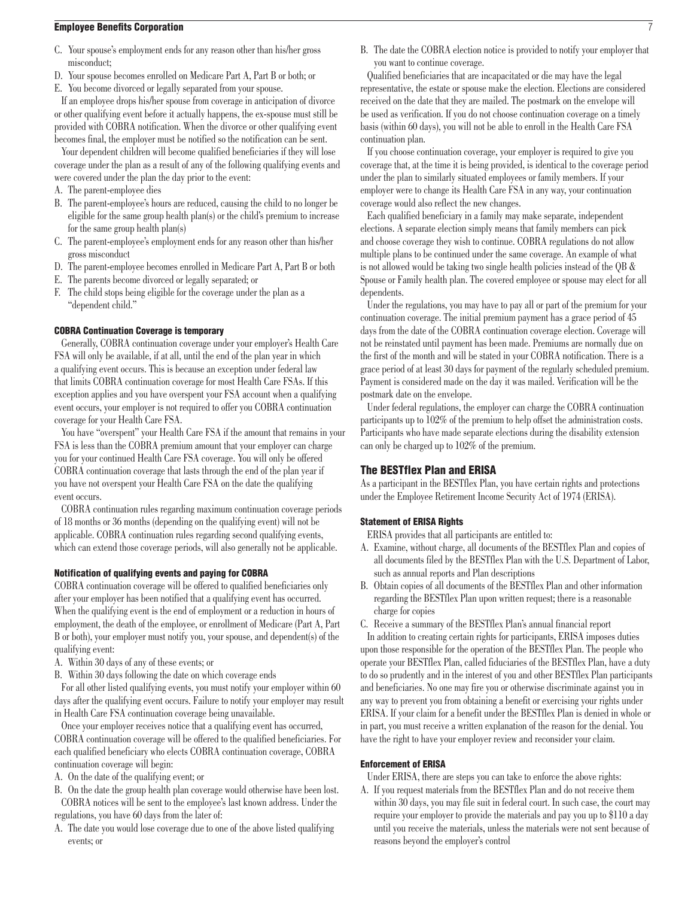C. Your spouse's employment ends for any reason other than his/her gross misconduct;
D. Your spouse becomes enrolled on Medicare Part A, Part B or both; or
E. You become divorced or legally separated from your spouse.

If an employee drops his/her spouse from coverage in anticipation of divorce or other qualifying event before it actually happens, the ex-spouse must still be provided with COBRA notification. When the divorce or other qualifying event becomes final, the employer must be notified so the notification can be sent.

Your dependent children will become qualified beneficiaries if they will lose coverage under the plan as a result of any of the following qualifying events and were covered under the plan the day prior to the event:

A. The parent-employee dies
B. The parent-employee's hours are reduced, causing the child to no longer be eligible for the same group health plan(s) or the child's premium to increase for the same group health plan(s)
C. The parent-employee's employment ends for any reason other than his/her gross misconduct
D. The parent-employee becomes enrolled in Medicare Part A, Part B or both
E. The parents become divorced or legally separated; or
F. The child stops being eligible for the coverage under the plan as a "dependent child."

#### COBRA Continuation Coverage is temporary

Generally, COBRA continuation coverage under your employer's Health Care FSA will only be available, if at all, until the end of the plan year in which a qualifying event occurs. This is because an exception under federal law that limits COBRA continuation coverage for most Health Care FSAs. If this exception applies and you have overspent your FSA account when a qualifying event occurs, your employer is not required to offer you COBRA continuation coverage for your Health Care FSA.

You have "overspent" your Health Care FSA if the amount that remains in your FSA is less than the COBRA premium amount that your employer can charge you for your continued Health Care FSA coverage. You will only be offered COBRA continuation coverage that lasts through the end of the plan year if you have not overspent your Health Care FSA on the date the qualifying event occurs.

COBRA continuation rules regarding maximum continuation coverage periods of 18 months or 36 months (depending on the qualifying event) will not be applicable. COBRA continuation rules regarding second qualifying events, which can extend those coverage periods, will also generally not be applicable.

#### Notification of qualifying events and paying for COBRA

COBRA continuation coverage will be offered to qualified beneficiaries only after your employer has been notified that a qualifying event has occurred. When the qualifying event is the end of employment or a reduction in hours of employment, the death of the employee, or enrollment of Medicare (Part A, Part B or both), your employer must notify you, your spouse, and dependent(s) of the qualifying event:

A. Within 30 days of any of these events; or
B. Within 30 days following the date on which coverage ends

For all other listed qualifying events, you must notify your employer within 60 days after the qualifying event occurs. Failure to notify your employer may result in Health Care FSA continuation coverage being unavailable.

Once your employer receives notice that a qualifying event has occurred, COBRA continuation coverage will be offered to the qualified beneficiaries. For each qualified beneficiary who elects COBRA continuation coverage, COBRA continuation coverage will begin:

A. On the date of the qualifying event; or
B. On the date the group health plan coverage would otherwise have been lost.

COBRA notices will be sent to the employee's last known address. Under the regulations, you have 60 days from the later of:

A. The date you would lose coverage due to one of the above listed qualifying events; or
B. The date the COBRA election notice is provided to notify your employer that you want to continue coverage.

Qualified beneficiaries that are incapacitated or die may have the legal representative, the estate or spouse make the election. Elections are considered received on the date that they are mailed. The postmark on the envelope will be used as verification. If you do not choose continuation coverage on a timely basis (within 60 days), you will not be able to enroll in the Health Care FSA continuation plan.

If you choose continuation coverage, your employer is required to give you coverage that, at the time it is being provided, is identical to the coverage period under the plan to similarly situated employees or family members. If your employer were to change its Health Care FSA in any way, your continuation coverage would also reflect the new changes.

Each qualified beneficiary in a family may make separate, independent elections. A separate election simply means that family members can pick and choose coverage they wish to continue. COBRA regulations do not allow multiple plans to be continued under the same coverage. An example of what is not allowed would be taking two single health policies instead of the QB & Spouse or Family health plan. The covered employee or spouse may elect for all dependents.

Under the regulations, you may have to pay all or part of the premium for your continuation coverage. The initial premium payment has a grace period of 45 days from the date of the COBRA continuation coverage election. Coverage will not be reinstated until payment has been made. Premiums are normally due on the first of the month and will be stated in your COBRA notification. There is a grace period of at least 30 days for payment of the regularly scheduled premium. Payment is considered made on the day it was mailed. Verification will be the postmark date on the envelope.

Under federal regulations, the employer can charge the COBRA continuation participants up to 102% of the premium to help offset the administration costs. Participants who have made separate elections during the disability extension can only be charged up to 102% of the premium.

### The BESTflex Plan and ERISA

As a participant in the BESTflex Plan, you have certain rights and protections under the Employee Retirement Income Security Act of 1974 (ERISA).

#### Statement of ERISA Rights

ERISA provides that all participants are entitled to:

A. Examine, without charge, all documents of the BESTflex Plan and copies of all documents filed by the BESTflex Plan with the U.S. Department of Labor, such as annual reports and Plan descriptions
B. Obtain copies of all documents of the BESTflex Plan and other information regarding the BESTflex Plan upon written request; there is a reasonable charge for copies
C. Receive a summary of the BESTflex Plan's annual financial report

In addition to creating certain rights for participants, ERISA imposes duties upon those responsible for the operation of the BESTflex Plan. The people who operate your BESTflex Plan, called fiduciaries of the BESTflex Plan, have a duty to do so prudently and in the interest of you and other BESTflex Plan participants and beneficiaries. No one may fire you or otherwise discriminate against you in any way to prevent you from obtaining a benefit or exercising your rights under ERISA. If your claim for a benefit under the BESTflex Plan is denied in whole or in part, you must receive a written explanation of the reason for the denial. You have the right to have your employer review and reconsider your claim.

#### Enforcement of ERISA

Under ERISA, there are steps you can take to enforce the above rights:

A. If you request materials from the BESTflex Plan and do not receive them within 30 days, you may file suit in federal court. In such case, the court may require your employer to provide the materials and pay you up to $110 a day until you receive the materials, unless the materials were not sent because of reasons beyond the employer's control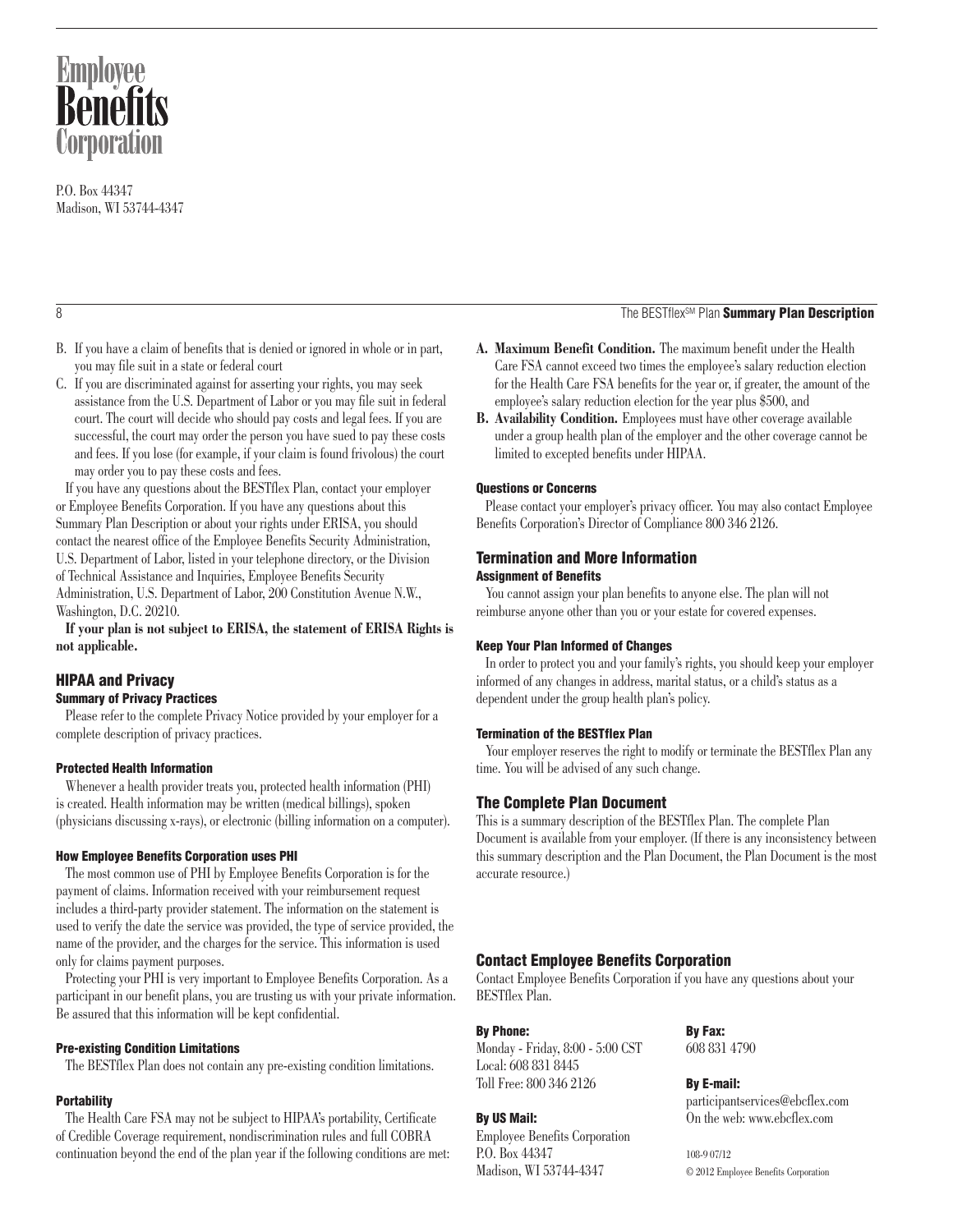# Employee Benefits Corporation

P.O. Box 44347
Madison, WI 53744-4347

B. If you have a claim of benefits that is denied or ignored in whole or in part, you may file suit in a state or federal court

C. If you are discriminated against for asserting your rights, you may seek assistance from the U.S. Department of Labor or you may file suit in federal court. The court will decide who should pay costs and legal fees. If you are successful, the court may order the person you have sued to pay these costs and fees. If you lose (for example, if your claim is found frivolous) the court may order you to pay these costs and fees.

If you have any questions about the BESTflex Plan, contact your employer or Employee Benefits Corporation. If you have any questions about this Summary Plan Description or about your rights under ERISA, you should contact the nearest office of the Employee Benefits Security Administration, U.S. Department of Labor, listed in your telephone directory, or the Division of Technical Assistance and Inquiries, Employee Benefits Security Administration, U.S. Department of Labor, 200 Constitution Avenue N.W., Washington, D.C. 20210.

**If your plan is not subject to ERISA, the statement of ERISA Rights is not applicable.**

## HIPAA and Privacy

### Summary of Privacy Practices

Please refer to the complete Privacy Notice provided by your employer for a complete description of privacy practices.

### Protected Health Information

Whenever a health provider treats you, protected health information (PHI) is created. Health information may be written (medical billings), spoken (physicians discussing x-rays), or electronic (billing information on a computer).

### How Employee Benefits Corporation uses PHI

The most common use of PHI by Employee Benefits Corporation is for the payment of claims. Information received with your reimbursement request includes a third-party provider statement. The information on the statement is used to verify the date the service was provided, the type of service provided, the name of the provider, and the charges for the service. This information is used only for claims payment purposes.

Protecting your PHI is very important to Employee Benefits Corporation. As a participant in our benefit plans, you are trusting us with your private information. Be assured that this information will be kept confidential.

### Pre-existing Condition Limitations

The BESTflex Plan does not contain any pre-existing condition limitations.

### Portability

The Health Care FSA may not be subject to HIPAA's portability, Certificate of Credible Coverage requirement, nondiscrimination rules and full COBRA continuation beyond the end of the plan year if the following conditions are met:

**A. Maximum Benefit Condition.** The maximum benefit under the Health Care FSA cannot exceed two times the employee's salary reduction election for the Health Care FSA benefits for the year or, if greater, the amount of the employee's salary reduction election for the year plus $500, and

**B. Availability Condition.** Employees must have other coverage available under a group health plan of the employer and the other coverage cannot be limited to excepted benefits under HIPAA.

### Questions or Concerns

Please contact your employer's privacy officer. You may also contact Employee Benefits Corporation's Director of Compliance 800 346 2126.

## Termination and More Information

### Assignment of Benefits

You cannot assign your plan benefits to anyone else. The plan will not reimburse anyone other than you or your estate for covered expenses.

### Keep Your Plan Informed of Changes

In order to protect you and your family's rights, you should keep your employer informed of any changes in address, marital status, or a child's status as a dependent under the group health plan's policy.

### Termination of the BESTflex Plan

Your employer reserves the right to modify or terminate the BESTflex Plan any time. You will be advised of any such change.

## The Complete Plan Document

This is a summary description of the BESTflex Plan. The complete Plan Document is available from your employer. (If there is any inconsistency between this summary description and the Plan Document, the Plan Document is the most accurate resource.)

## Contact Employee Benefits Corporation

Contact Employee Benefits Corporation if you have any questions about your BESTflex Plan.

**By Phone:**
Monday - Friday, 8:00 - 5:00 CST
Local: 608 831 8445
Toll Free: 800 346 2126

**By US Mail:**
Employee Benefits Corporation
P.O. Box 44347
Madison, WI 53744-4347

**By Fax:**
608 831 4790

**By E-mail:**
participantservices@ebcflex.com
On the web: www.ebcflex.com

108-9 07/12
© 2012 Employee Benefits Corporation